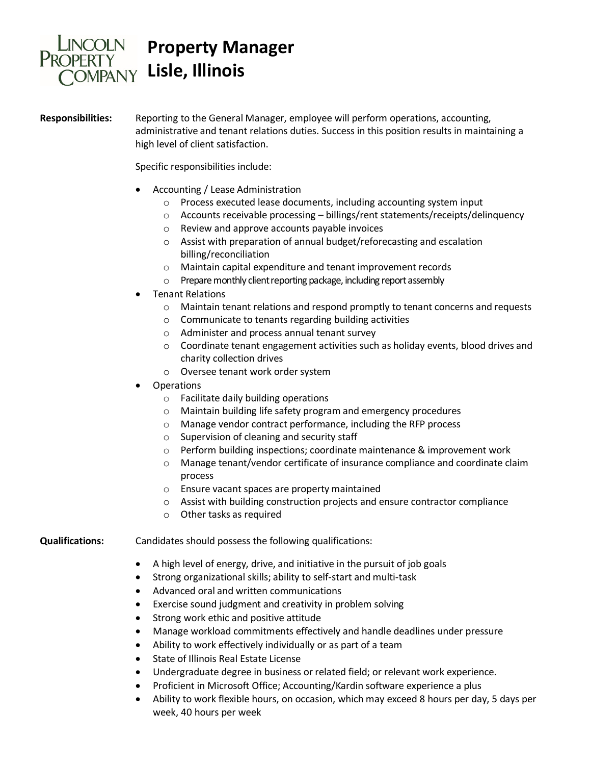# Property Manager
# Lisle, Illinois

**Responsibilities:** Reporting to the General Manager, employee will perform operations, accounting, administrative and tenant relations duties. Success in this position results in maintaining a high level of client satisfaction.

Specific responsibilities include:

- Accounting / Lease Administration
  - Process executed lease documents, including accounting system input
  - Accounts receivable processing – billings/rent statements/receipts/delinquency
  - Review and approve accounts payable invoices
  - Assist with preparation of annual budget/reforecasting and escalation billing/reconciliation
  - Maintain capital expenditure and tenant improvement records
  - Prepare monthly client reporting package, including report assembly
- Tenant Relations
  - Maintain tenant relations and respond promptly to tenant concerns and requests
  - Communicate to tenants regarding building activities
  - Administer and process annual tenant survey
  - Coordinate tenant engagement activities such as holiday events, blood drives and charity collection drives
  - Oversee tenant work order system
- Operations
  - Facilitate daily building operations
  - Maintain building life safety program and emergency procedures
  - Manage vendor contract performance, including the RFP process
  - Supervision of cleaning and security staff
  - Perform building inspections; coordinate maintenance & improvement work
  - Manage tenant/vendor certificate of insurance compliance and coordinate claim process
  - Ensure vacant spaces are property maintained
  - Assist with building construction projects and ensure contractor compliance
  - Other tasks as required

**Qualifications:** Candidates should possess the following qualifications:

- A high level of energy, drive, and initiative in the pursuit of job goals
- Strong organizational skills; ability to self-start and multi-task
- Advanced oral and written communications
- Exercise sound judgment and creativity in problem solving
- Strong work ethic and positive attitude
- Manage workload commitments effectively and handle deadlines under pressure
- Ability to work effectively individually or as part of a team
- State of Illinois Real Estate License
- Undergraduate degree in business or related field; or relevant work experience.
- Proficient in Microsoft Office; Accounting/Kardin software experience a plus
- Ability to work flexible hours, on occasion, which may exceed 8 hours per day, 5 days per week, 40 hours per week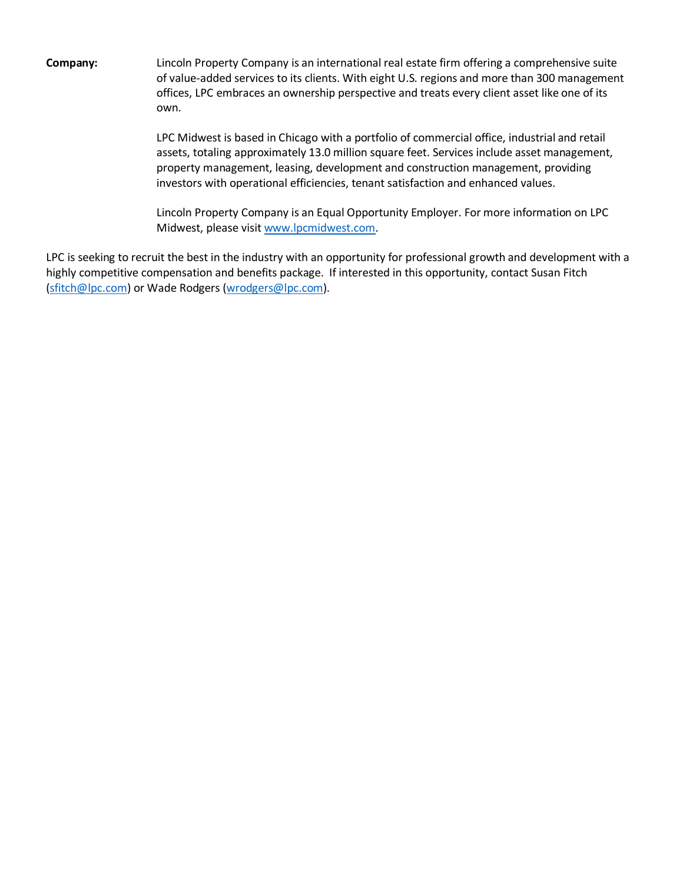**Company:** Lincoln Property Company is an international real estate firm offering a comprehensive suite of value-added services to its clients. With eight U.S. regions and more than 300 management offices, LPC embraces an ownership perspective and treats every client asset like one of its own.

LPC Midwest is based in Chicago with a portfolio of commercial office, industrial and retail assets, totaling approximately 13.0 million square feet. Services include asset management, property management, leasing, development and construction management, providing investors with operational efficiencies, tenant satisfaction and enhanced values.

Lincoln Property Company is an Equal Opportunity Employer. For more information on LPC Midwest, please visit [www.lpcmidwest.com](http://www.lpcmidwest.com).

LPC is seeking to recruit the best in the industry with an opportunity for professional growth and development with a highly competitive compensation and benefits package. If interested in this opportunity, contact Susan Fitch ([sfitch@lpc.com](mailto:sfitch@lpc.com)) or Wade Rodgers ([wrodgers@lpc.com](mailto:wrodgers@lpc.com)).